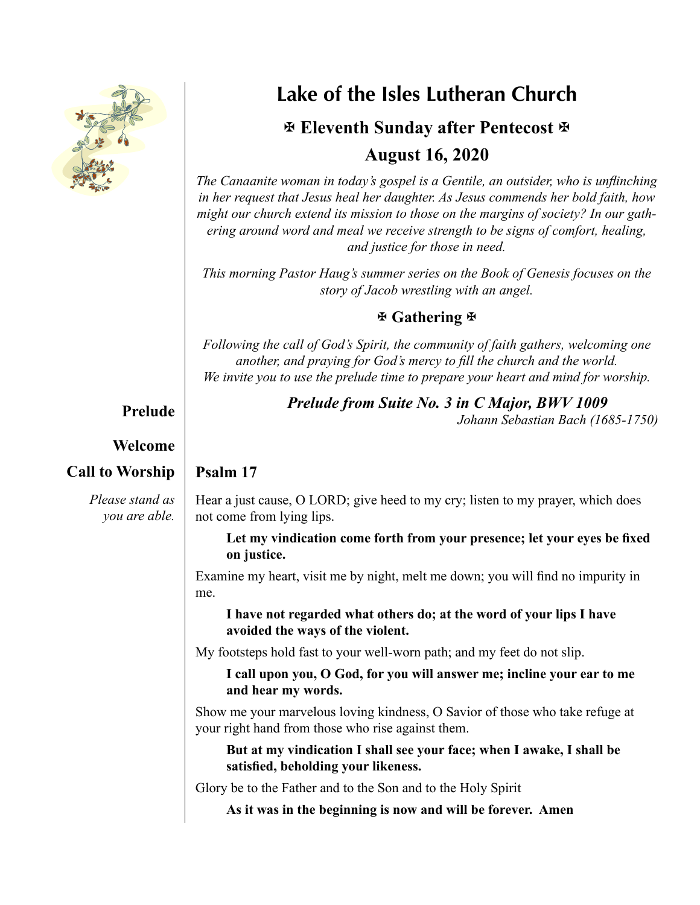# Lake of the Isles Lutheran Church

## ✠ Eleventh Sunday after Pentecost ✠

## August 16, 2020

*The Canaanite woman in today's gospel is a Gentile, an outsider, who is unflinching in her request that Jesus heal her daughter. As Jesus commends her bold faith, how might our church extend its mission to those on the margins of society? In our gathering around word and meal we receive strength to be signs of comfort, healing, and justice for those in need.*

*This morning Pastor Haug's summer series on the Book of Genesis focuses on the story of Jacob wrestling with an angel.*

### ✠ Gathering ✠

*Following the call of God's Spirit, the community of faith gathers, welcoming one another, and praying for God's mercy to fill the church and the world.*
*We invite you to use the prelude time to prepare your heart and mind for worship.*

**Prelude**

***Prelude from Suite No. 3 in C Major, BWV 1009***
*Johann Sebastian Bach (1685-1750)*

**Welcome**

**Call to Worship**

*Please stand as you are able.*

**Psalm 17**

Hear a just cause, O LORD; give heed to my cry; listen to my prayer, which does not come from lying lips.

**Let my vindication come forth from your presence; let your eyes be fixed on justice.**

Examine my heart, visit me by night, melt me down; you will find no impurity in me.

**I have not regarded what others do; at the word of your lips I have avoided the ways of the violent.**

My footsteps hold fast to your well-worn path; and my feet do not slip.

**I call upon you, O God, for you will answer me; incline your ear to me and hear my words.**

Show me your marvelous loving kindness, O Savior of those who take refuge at your right hand from those who rise against them.

**But at my vindication I shall see your face; when I awake, I shall be satisfied, beholding your likeness.**

Glory be to the Father and to the Son and to the Holy Spirit

**As it was in the beginning is now and will be forever. Amen**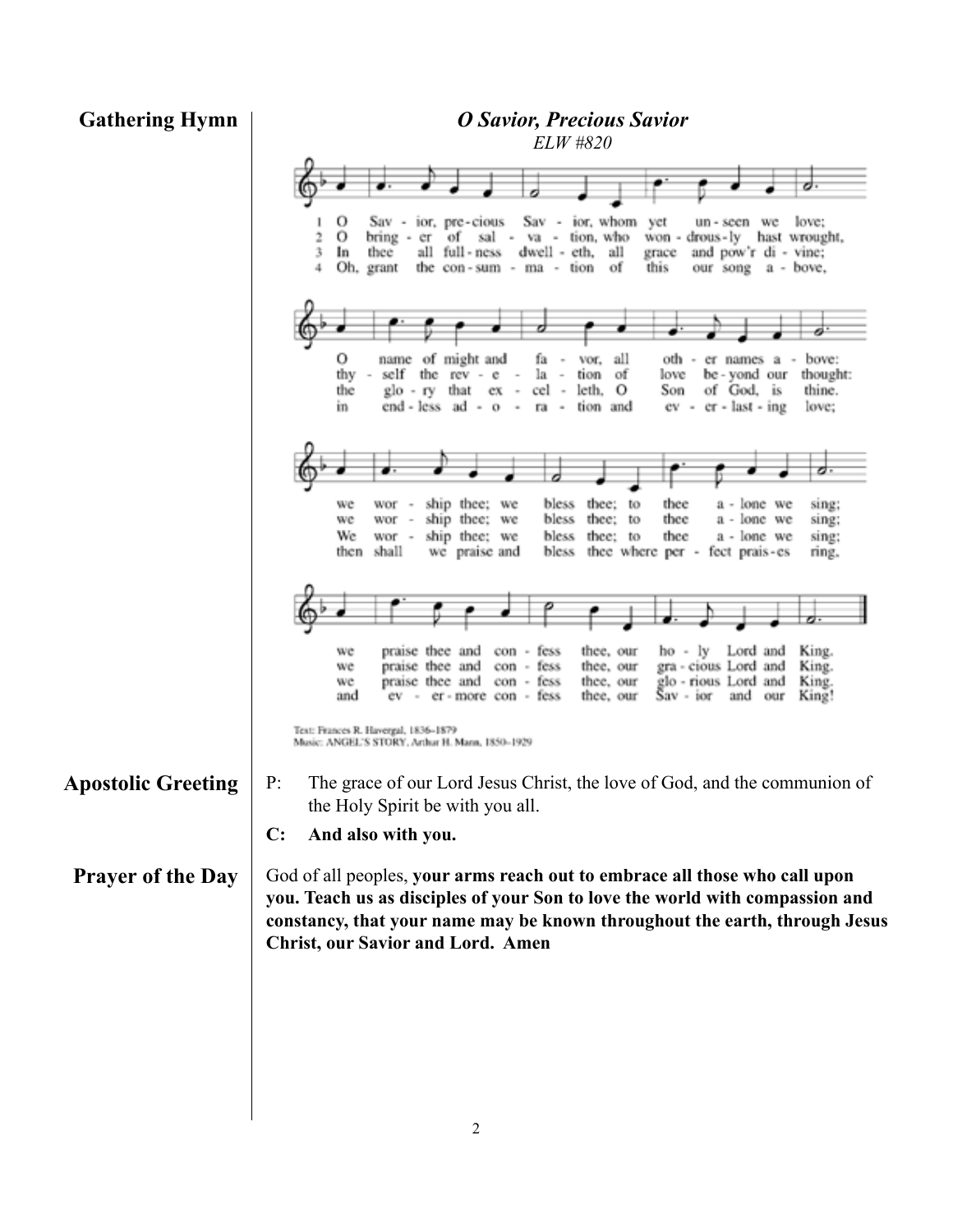**Gathering Hymn**

***O Savior, Precious Savior***
*ELW #820*

1 O Savior, precious Savior, whom yet unseen we love;
O name of might and favor, all other names above:
we worship thee; we bless thee; to thee alone we sing;
we praise thee and confess thee, our holy Lord and King.

2 O bringer of salvation, who wondrously hast wrought,
thyself the revelation of love beyond our thought:
we worship thee; we bless thee; to thee alone we sing;
we praise thee and confess thee, our gracious Lord and King.

3 In thee all fullness dwelleth, all grace and pow'r divine;
the glory that excelleth, O Son of God, is thine.
We worship thee; we bless thee; to thee alone we sing;
we praise thee and confess thee, our glorious Lord and King.

4 Oh, grant the consummation of this our song above,
in endless adoration and everlasting love;
then shall we praise and bless thee where perfect praises ring,
and evermore confess thee, our Savior and our King!

Text: Frances R. Havergal, 1836–1879
Music: ANGEL'S STORY, Arthur H. Mann, 1850–1929

**Apostolic Greeting**

P: The grace of our Lord Jesus Christ, the love of God, and the communion of the Holy Spirit be with you all.

**C: And also with you.**

**Prayer of the Day**

God of all peoples, **your arms reach out to embrace all those who call upon you. Teach us as disciples of your Son to love the world with compassion and constancy, that your name may be known throughout the earth, through Jesus Christ, our Savior and Lord. Amen**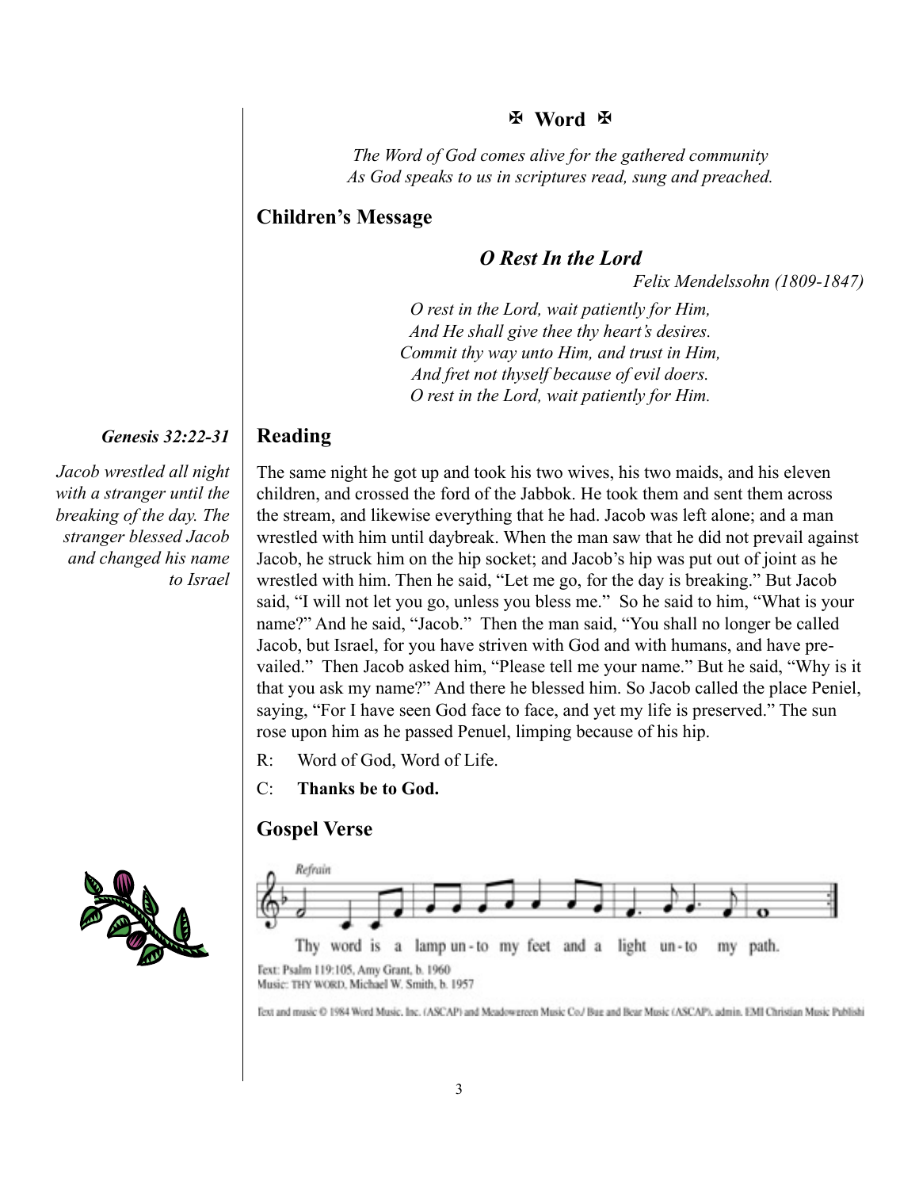## ✠ Word ✠

*The Word of God comes alive for the gathered community*
*As God speaks to us in scriptures read, sung and preached.*

### Children's Message

### *O Rest In the Lord*

*Felix Mendelssohn (1809-1847)*

*O rest in the Lord, wait patiently for Him,*
*And He shall give thee thy heart's desires.*
*Commit thy way unto Him, and trust in Him,*
*And fret not thyself because of evil doers.*
*O rest in the Lord, wait patiently for Him.*

***Genesis 32:22-31***

*Jacob wrestled all night with a stranger until the breaking of the day. The stranger blessed Jacob and changed his name to Israel*

### Reading

The same night he got up and took his two wives, his two maids, and his eleven children, and crossed the ford of the Jabbok. He took them and sent them across the stream, and likewise everything that he had. Jacob was left alone; and a man wrestled with him until daybreak. When the man saw that he did not prevail against Jacob, he struck him on the hip socket; and Jacob's hip was put out of joint as he wrestled with him. Then he said, "Let me go, for the day is breaking." But Jacob said, "I will not let you go, unless you bless me." So he said to him, "What is your name?" And he said, "Jacob." Then the man said, "You shall no longer be called Jacob, but Israel, for you have striven with God and with humans, and have prevailed." Then Jacob asked him, "Please tell me your name." But he said, "Why is it that you ask my name?" And there he blessed him. So Jacob called the place Peniel, saying, "For I have seen God face to face, and yet my life is preserved." The sun rose upon him as he passed Penuel, limping because of his hip.

R: Word of God, Word of Life.

C: **Thanks be to God.**

### Gospel Verse

Refrain

Thy word is a lamp un-to my feet and a light un-to my path.

Text: Psalm 119:105, Amy Grant, b. 1960
Music: THY WORD, Michael W. Smith, b. 1957

Text and music © 1984 Word Music, Inc. (ASCAP) and Meadowgreen Music Co./ Bug and Bear Music (ASCAP), admin. EMI Christian Music Publishi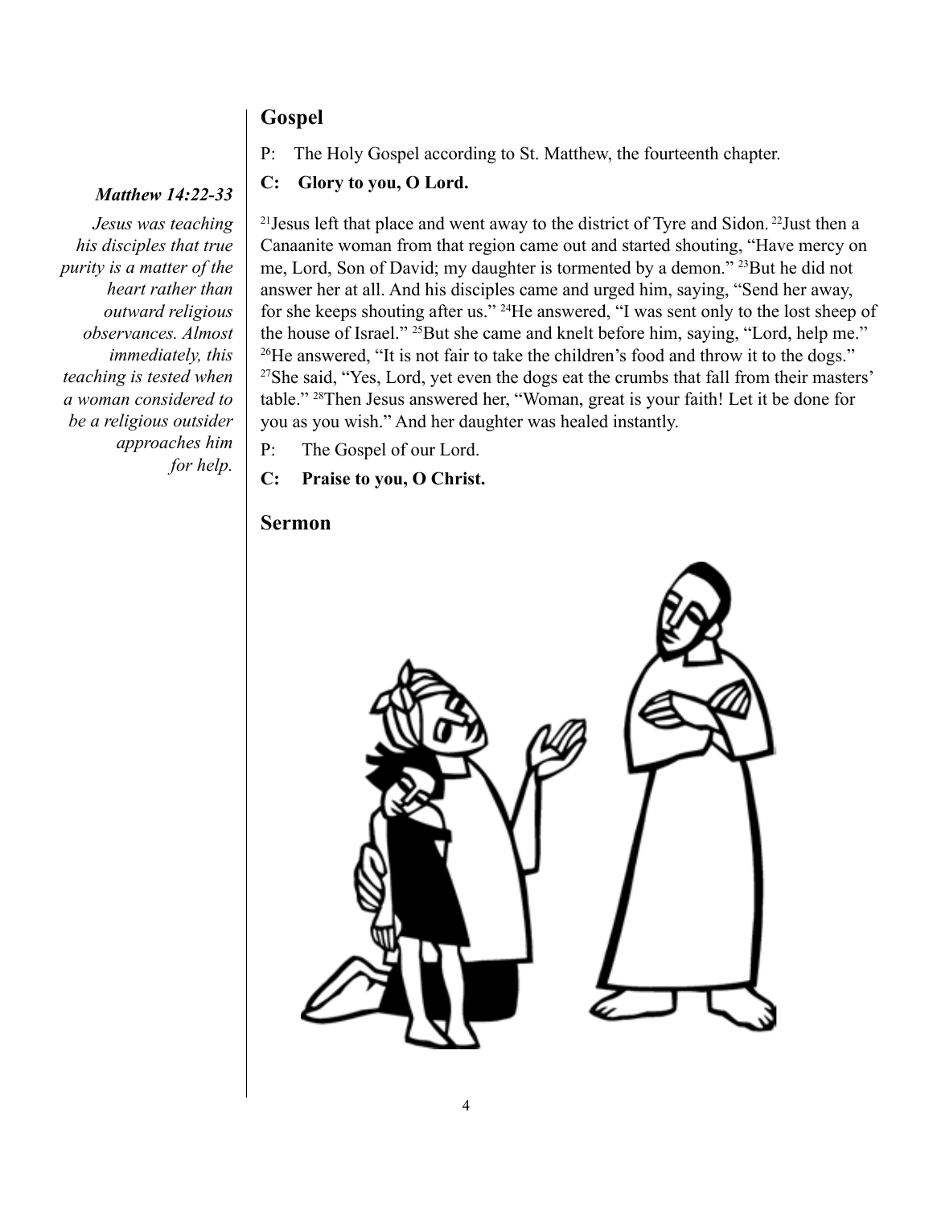## Gospel

P: The Holy Gospel according to St. Matthew, the fourteenth chapter.

**C: Glory to you, O Lord.**

***Matthew 14:22-33***

*Jesus was teaching his disciples that true purity is a matter of the heart rather than outward religious observances. Almost immediately, this teaching is tested when a woman considered to be a religious outsider approaches him for help.*

[21]Jesus left that place and went away to the district of Tyre and Sidon. [22]Just then a Canaanite woman from that region came out and started shouting, "Have mercy on me, Lord, Son of David; my daughter is tormented by a demon." [23]But he did not answer her at all. And his disciples came and urged him, saying, "Send her away, for she keeps shouting after us." [24]He answered, "I was sent only to the lost sheep of the house of Israel." [25]But she came and knelt before him, saying, "Lord, help me." [26]He answered, "It is not fair to take the children's food and throw it to the dogs." [27]She said, "Yes, Lord, yet even the dogs eat the crumbs that fall from their masters' table." [28]Then Jesus answered her, "Woman, great is your faith! Let it be done for you as you wish." And her daughter was healed instantly.

P: The Gospel of our Lord.

**C: Praise to you, O Christ.**

## Sermon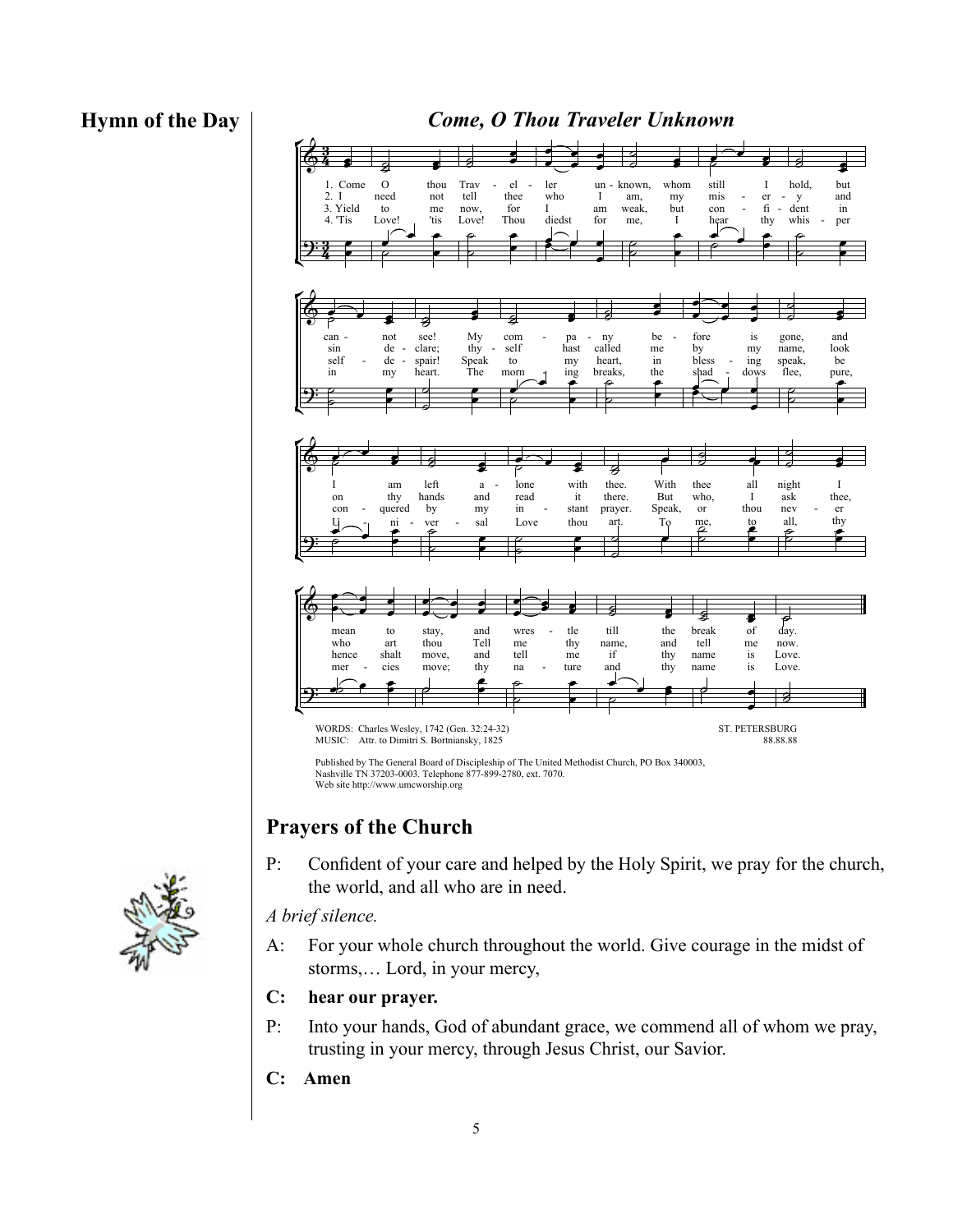**Hymn of the Day**

***Come, O Thou Traveler Unknown***

1. Come O thou Traveler unknown, whom still I hold, but cannot see! My company before is gone, and I am left alone with thee. With thee all night I mean to stay, and wrestle till the break of day.

2. I need not tell thee who I am, my misery and sin declare; thyself hast called me by my name, look on thy hands and read it there. But who, I ask thee, who art thou? Tell me thy name, and tell me now.

3. Yield to me now, for I am weak, but confident in self-despair! Speak to my heart, in blessing speak, be conquered by my instant prayer. Speak, or thou never hence shalt move, and tell me if thy name is Love.

4. 'Tis Love! 'tis Love! Thou diedst for me, I hear thy whisper in my heart. The morning breaks, the shadows flee, pure, Universal Love thou art. To me, to all, thy mercies move; thy nature and thy name is Love.

WORDS: Charles Wesley, 1742 (Gen. 32:24-32)
MUSIC: Attr. to Dimitri S. Bortniansky, 1825

ST. PETERSBURG
88.88.88

Published by The General Board of Discipleship of The United Methodist Church, PO Box 340003, Nashville TN 37203-0003. Telephone 877-899-2780, ext. 7070. Web site http://www.umcworship.org

## Prayers of the Church

P: Confident of your care and helped by the Holy Spirit, we pray for the church, the world, and all who are in need.

*A brief silence.*

A: For your whole church throughout the world. Give courage in the midst of storms,… Lord, in your mercy,

**C: hear our prayer.**

P: Into your hands, God of abundant grace, we commend all of whom we pray, trusting in your mercy, through Jesus Christ, our Savior.

**C: Amen**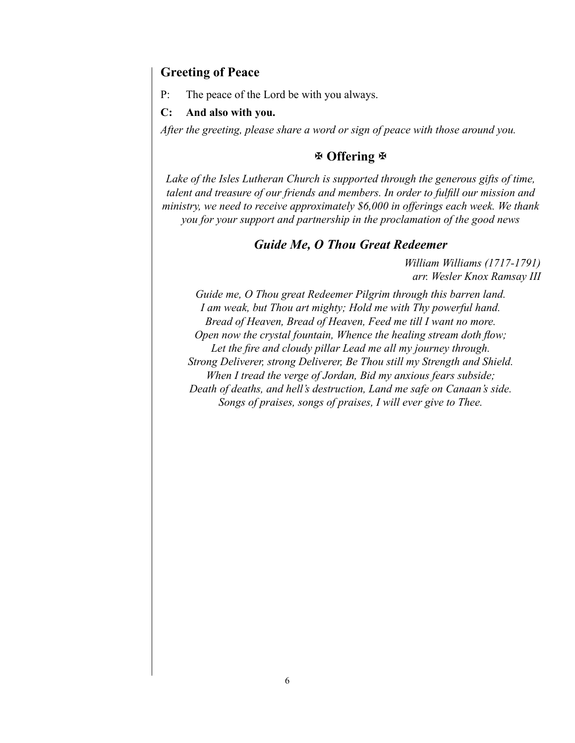## Greeting of Peace

P: The peace of the Lord be with you always.

**C: And also with you.**

*After the greeting, please share a word or sign of peace with those around you.*

## ✠ Offering ✠

*Lake of the Isles Lutheran Church is supported through the generous gifts of time, talent and treasure of our friends and members. In order to fulfill our mission and ministry, we need to receive approximately $6,000 in offerings each week. We thank you for your support and partnership in the proclamation of the good news*

### *Guide Me, O Thou Great Redeemer*

*William Williams (1717-1791)*
*arr. Wesler Knox Ramsay III*

*Guide me, O Thou great Redeemer Pilgrim through this barren land.*
*I am weak, but Thou art mighty; Hold me with Thy powerful hand.*
*Bread of Heaven, Bread of Heaven, Feed me till I want no more.*
*Open now the crystal fountain, Whence the healing stream doth flow;*
*Let the fire and cloudy pillar Lead me all my journey through.*
*Strong Deliverer, strong Deliverer, Be Thou still my Strength and Shield.*
*When I tread the verge of Jordan, Bid my anxious fears subside;*
*Death of deaths, and hell's destruction, Land me safe on Canaan's side.*
*Songs of praises, songs of praises, I will ever give to Thee.*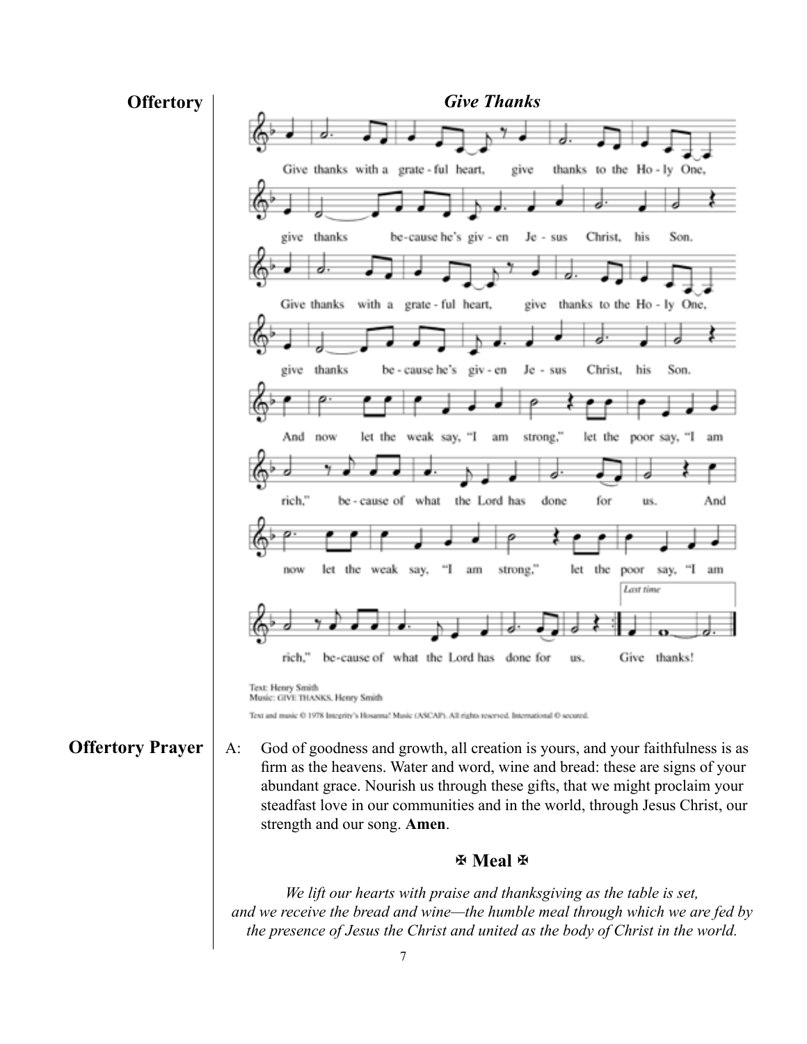**Offertory**

***Give Thanks***

Give thanks with a grate - ful heart, give thanks to the Ho - ly One,
give thanks be-cause he's giv - en Je - sus Christ, his Son.
Give thanks with a grate - ful heart, give thanks to the Ho - ly One,
give thanks be - cause he's giv - en Je - sus Christ, his Son.
And now let the weak say, "I am strong," let the poor say, "I am
rich," be - cause of what the Lord has done for us. And
now let the weak say, "I am strong," let the poor say, "I am
rich," be-cause of what the Lord has done for us. *Last time* Give thanks!

Text: Henry Smith
Music: GIVE THANKS, Henry Smith

Text and music © 1978 Integrity's Hosanna! Music (ASCAP). All rights reserved. International © secured.

**Offertory Prayer**

A: God of goodness and growth, all creation is yours, and your faithfulness is as firm as the heavens. Water and word, wine and bread: these are signs of your abundant grace. Nourish us through these gifts, that we might proclaim your steadfast love in our communities and in the world, through Jesus Christ, our strength and our song. **Amen**.

## ✠ Meal ✠

*We lift our hearts with praise and thanksgiving as the table is set, and we receive the bread and wine—the humble meal through which we are fed by the presence of Jesus the Christ and united as the body of Christ in the world.*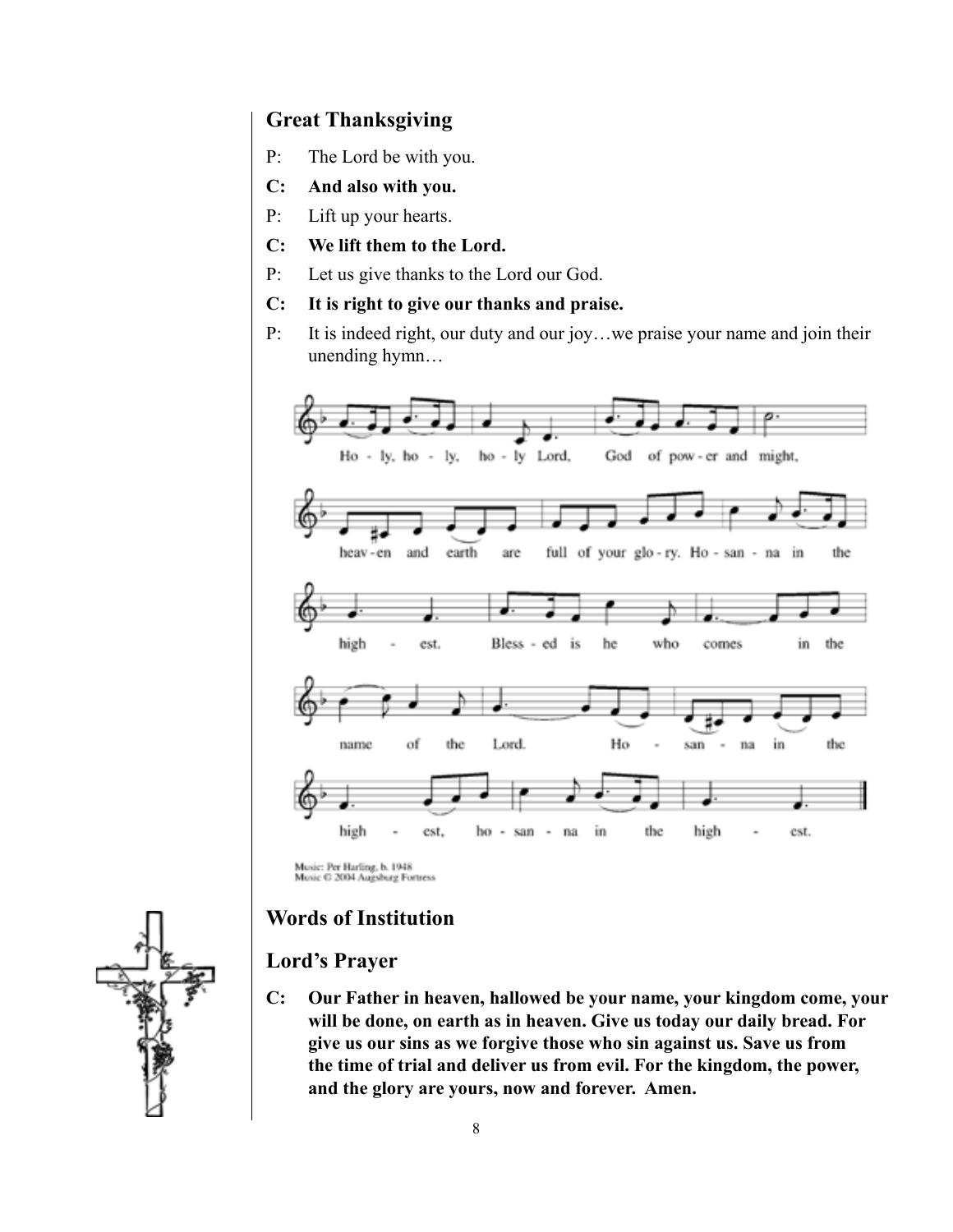## Great Thanksgiving

P: The Lord be with you.

**C: And also with you.**

P: Lift up your hearts.

**C: We lift them to the Lord.**

P: Let us give thanks to the Lord our God.

**C: It is right to give our thanks and praise.**

P: It is indeed right, our duty and our joy…we praise your name and join their unending hymn…

Ho - ly, ho - ly, ho - ly Lord, God of pow - er and might,

heav - en and earth are full of your glo - ry. Ho - san - na in the

high - est. Bless - ed is he who comes in the

name of the Lord. Ho - san - na in the

high - est, ho - san - na in the high - est.

Music: Per Harling, b. 1948
Music © 2004 Augsburg Fortress

## Words of Institution

## Lord's Prayer

**C: Our Father in heaven, hallowed be your name, your kingdom come, your will be done, on earth as in heaven. Give us today our daily bread. Forgive us our sins as we forgive those who sin against us. Save us from the time of trial and deliver us from evil. For the kingdom, the power, and the glory are yours, now and forever. Amen.**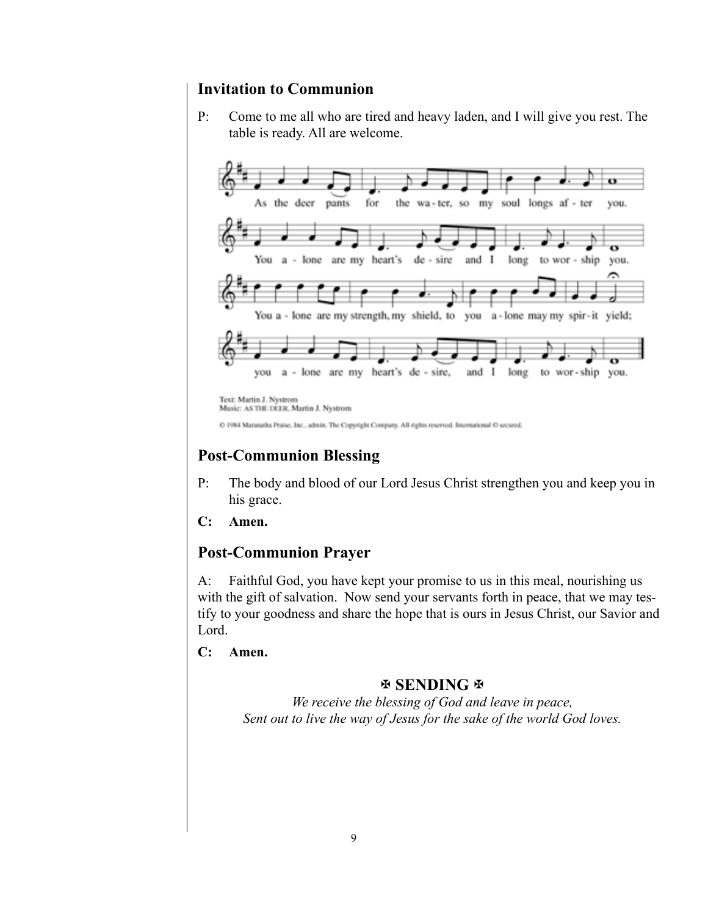## Invitation to Communion

P: Come to me all who are tired and heavy laden, and I will give you rest. The table is ready. All are welcome.

As the deer pants for the wa - ter, so my soul longs af - ter you.
You a - lone are my heart's de - sire and I long to wor - ship you.
You a - lone are my strength, my shield, to you a - lone may my spir - it yield;
you a - lone are my heart's de - sire, and I long to wor - ship you.

Text: Martin J. Nystrom
Music: AS THE DEER, Martin J. Nystrom

© 1984 Maranatha Praise, Inc., admin. The Copyright Company. All rights reserved. International © secured.

## Post-Communion Blessing

P: The body and blood of our Lord Jesus Christ strengthen you and keep you in his grace.

**C: Amen.**

## Post-Communion Prayer

A: Faithful God, you have kept your promise to us in this meal, nourishing us with the gift of salvation. Now send your servants forth in peace, that we may testify to your goodness and share the hope that is ours in Jesus Christ, our Savior and Lord.

**C: Amen.**

### ✠ SENDING ✠

*We receive the blessing of God and leave in peace,*
*Sent out to live the way of Jesus for the sake of the world God loves.*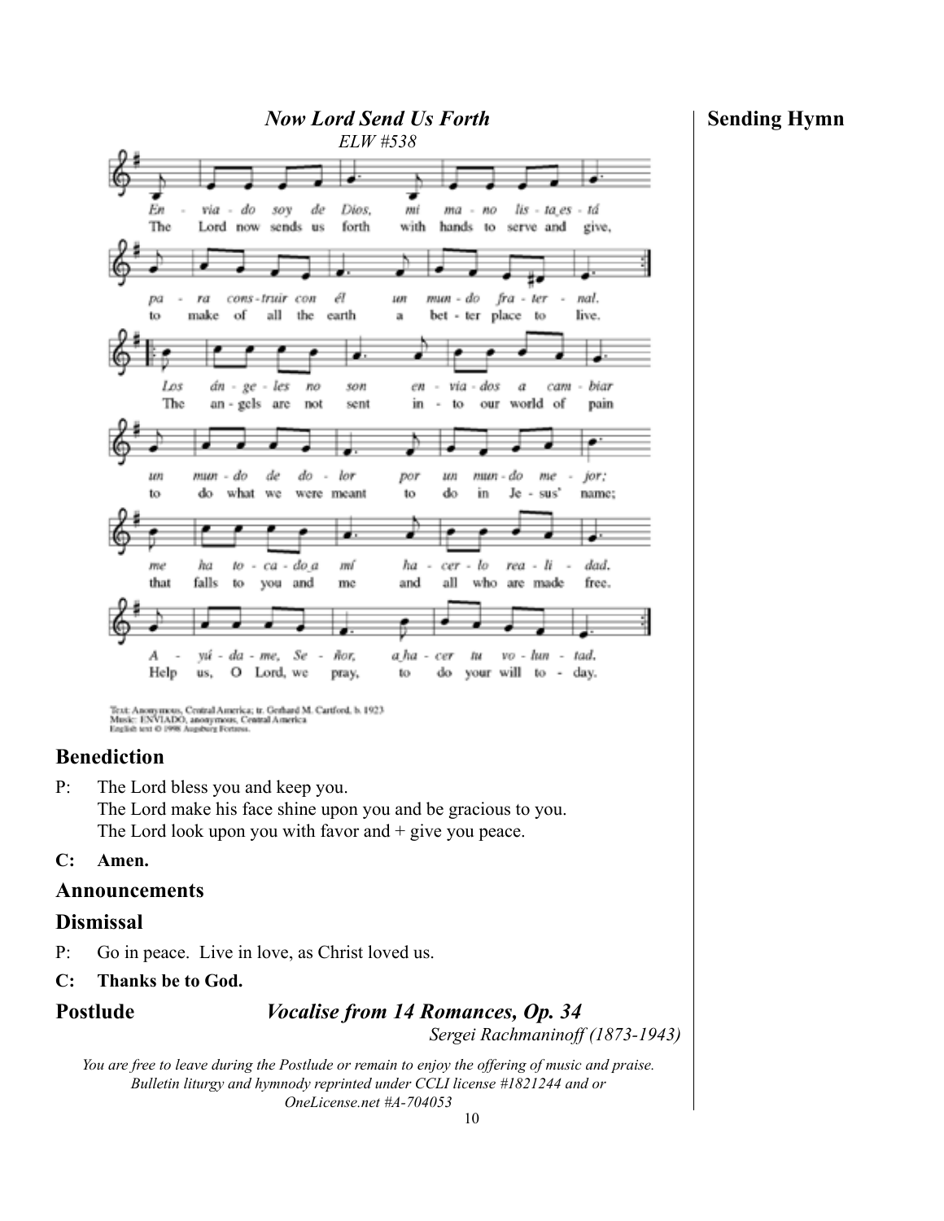**Sending Hymn**

***Now Lord Send Us Forth***

*ELW #538*

Text: Anonymous, Central America; tr. Gerhard M. Cartford, b. 1923
Music: ENVIADO, anonymous, Central America
English text © 1998 Augsburg Fortress.

## Benediction

P: The Lord bless you and keep you.
The Lord make his face shine upon you and be gracious to you.
The Lord look upon you with favor and + give you peace.

**C: Amen.**

## Announcements

## Dismissal

P: Go in peace. Live in love, as Christ loved us.

**C: Thanks be to God.**

**Postlude** ***Vocalise from 14 Romances, Op. 34***

*Sergei Rachmaninoff (1873-1943)*

*You are free to leave during the Postlude or remain to enjoy the offering of music and praise. Bulletin liturgy and hymnody reprinted under CCLI license #1821244 and or OneLicense.net #A-704053*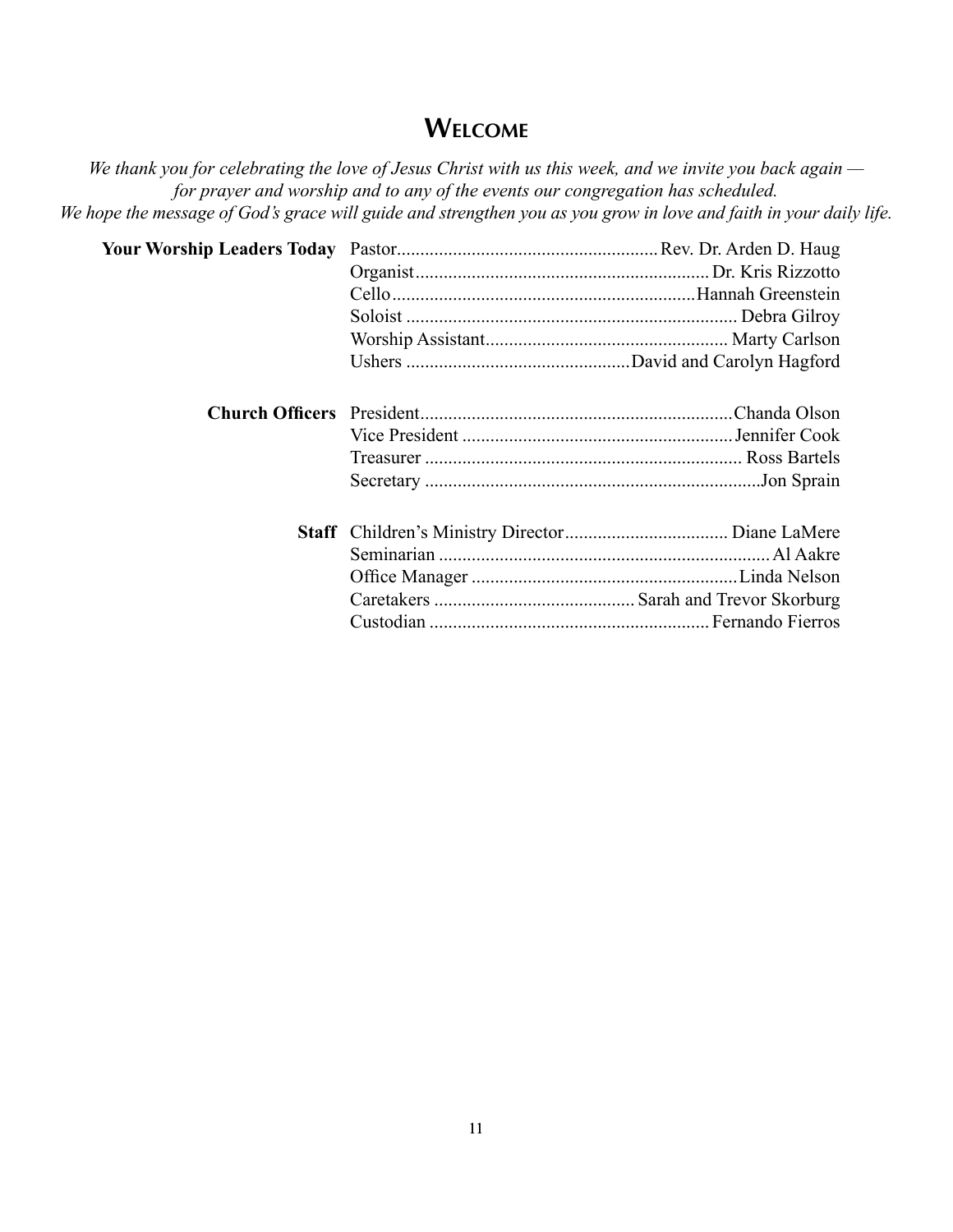# Welcome

*We thank you for celebrating the love of Jesus Christ with us this week, and we invite you back again — for prayer and worship and to any of the events our congregation has scheduled.*
*We hope the message of God's grace will guide and strengthen you as you grow in love and faith in your daily life.*

| | | |
|---|---|---|
| **Your Worship Leaders Today** | Pastor | Rev. Dr. Arden D. Haug |
| | Organist | Dr. Kris Rizzotto |
| | Cello | Hannah Greenstein |
| | Soloist | Debra Gilroy |
| | Worship Assistant | Marty Carlson |
| | Ushers | David and Carolyn Hagford |
| **Church Officers** | President | Chanda Olson |
| | Vice President | Jennifer Cook |
| | Treasurer | Ross Bartels |
| | Secretary | Jon Sprain |
| **Staff** | Children's Ministry Director | Diane LaMere |
| | Seminarian | Al Aakre |
| | Office Manager | Linda Nelson |
| | Caretakers | Sarah and Trevor Skorburg |
| | Custodian | Fernando Fierros |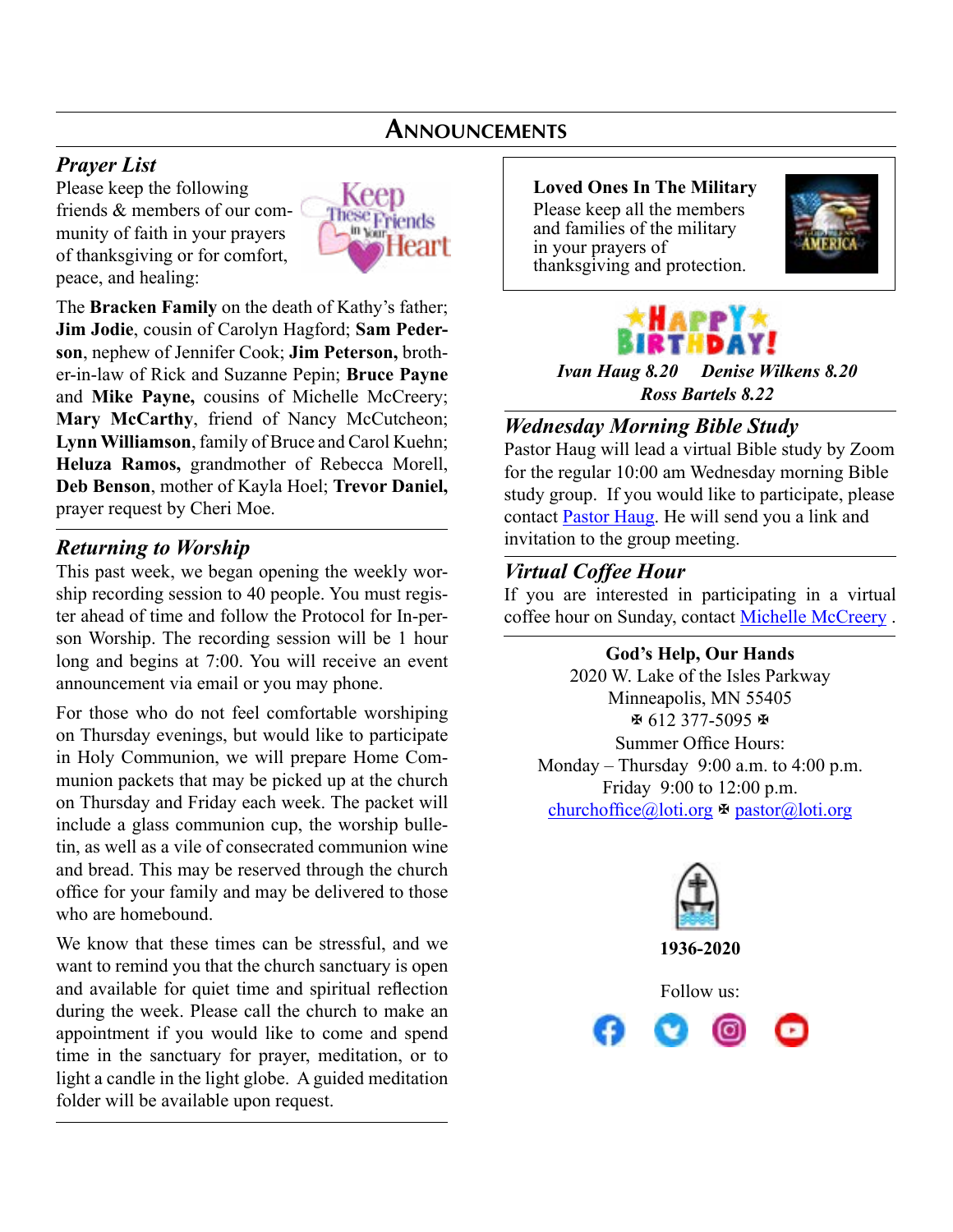# Announcements

### *Prayer List*

Please keep the following friends & members of our community of faith in your prayers of thanksgiving or for comfort, peace, and healing:

The **Bracken Family** on the death of Kathy's father; **Jim Jodie**, cousin of Carolyn Hagford; **Sam Pederson**, nephew of Jennifer Cook; **Jim Peterson,** brother-in-law of Rick and Suzanne Pepin; **Bruce Payne** and **Mike Payne,** cousins of Michelle McCreery; **Mary McCarthy**, friend of Nancy McCutcheon; **Lynn Williamson**, family of Bruce and Carol Kuehn; **Heluza Ramos,** grandmother of Rebecca Morell, **Deb Benson**, mother of Kayla Hoel; **Trevor Daniel,** prayer request by Cheri Moe.

### *Returning to Worship*

This past week, we began opening the weekly worship recording session to 40 people. You must register ahead of time and follow the Protocol for In-person Worship. The recording session will be 1 hour long and begins at 7:00. You will receive an event announcement via email or you may phone.

For those who do not feel comfortable worshiping on Thursday evenings, but would like to participate in Holy Communion, we will prepare Home Communion packets that may be picked up at the church on Thursday and Friday each week. The packet will include a glass communion cup, the worship bulletin, as well as a vile of consecrated communion wine and bread. This may be reserved through the church office for your family and may be delivered to those who are homebound.

We know that these times can be stressful, and we want to remind you that the church sanctuary is open and available for quiet time and spiritual reflection during the week. Please call the church to make an appointment if you would like to come and spend time in the sanctuary for prayer, meditation, or to light a candle in the light globe. A guided meditation folder will be available upon request.

**Loved Ones In The Military**

Please keep all the members and families of the military in your prayers of thanksgiving and protection.

**Happy Birthday!**

*Ivan Haug 8.20* *Denise Wilkens 8.20*
*Ross Bartels 8.22*

### *Wednesday Morning Bible Study*

Pastor Haug will lead a virtual Bible study by Zoom for the regular 10:00 am Wednesday morning Bible study group. If you would like to participate, please contact Pastor Haug. He will send you a link and invitation to the group meeting.

### *Virtual Coffee Hour*

If you are interested in participating in a virtual coffee hour on Sunday, contact Michelle McCreery .

**God's Help, Our Hands**
2020 W. Lake of the Isles Parkway
Minneapolis, MN 55405
✠ 612 377-5095 ✠
Summer Office Hours:
Monday – Thursday 9:00 a.m. to 4:00 p.m.
Friday 9:00 to 12:00 p.m.
churchoffice@loti.org ✠ pastor@loti.org

**1936-2020**

Follow us: